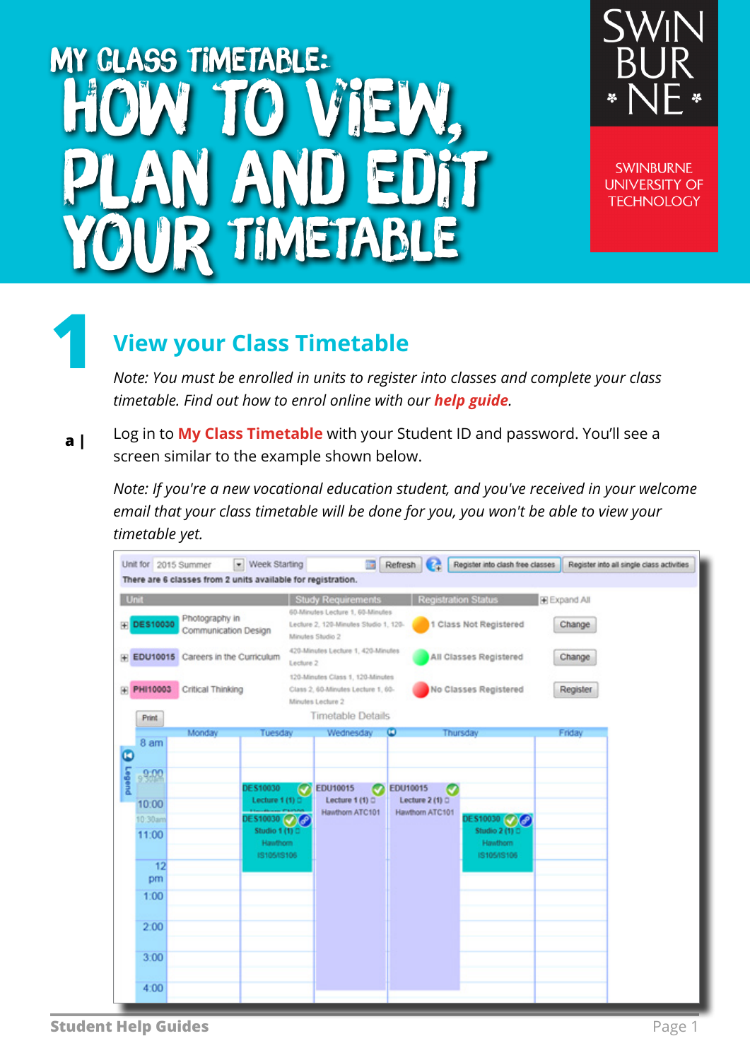# MY CLASS TIMETABLE: HOW TO VIEW, PLAN AND EDIT YOUR TIMETABLE

SWINBURNE UNIVERSITY OF TECHNOLOGY

## 1 View your Class Timetable

*Note: You must be enrolled in units to register into classes and complete your class timetable. Find out how to enrol online with our* ***help guide****.*

**a |** Log in to **My Class Timetable** with your Student ID and password. You'll see a screen similar to the example shown below.

*Note: If you're a new vocational education student, and you've received in your welcome email that your class timetable will be done for you, you won't be able to view your timetable yet.*

Student Help Guides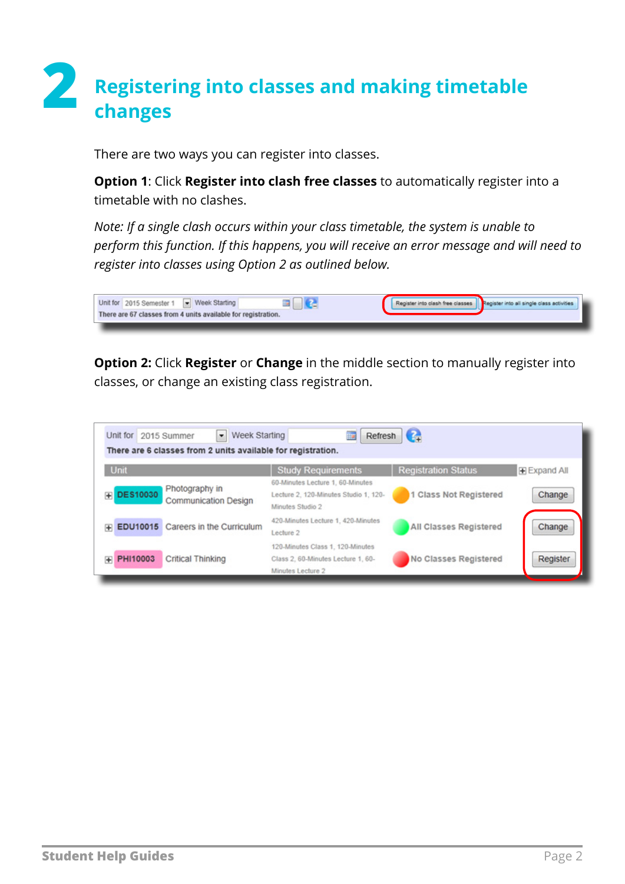# 2 Registering into classes and making timetable changes

There are two ways you can register into classes.

**Option 1**: Click **Register into clash free classes** to automatically register into a timetable with no clashes.

*Note: If a single clash occurs within your class timetable, the system is unable to perform this function. If this happens, you will receive an error message and will need to register into classes using Option 2 as outlined below.*

Unit for 2015 Semester 1 Week Starting | Register into clash free classes | Register into all single class activities

There are 67 classes from 4 units available for registration.

**Option 2:** Click **Register** or **Change** in the middle section to manually register into classes, or change an existing class registration.

Unit for 2015 Summer Week Starting | Refresh

There are 6 classes from 2 units available for registration.

| Unit | | Study Requirements | Registration Status | Expand All |
|---|---|---|---|---|
| DES10030 | Photography in Communication Design | 60-Minutes Lecture 1, 60-Minutes Lecture 2, 120-Minutes Studio 1, 120-Minutes Studio 2 | 1 Class Not Registered | Change |
| EDU10015 | Careers in the Curriculum | 420-Minutes Lecture 1, 420-Minutes Lecture 2 | All Classes Registered | Change |
| PHI10003 | Critical Thinking | 120-Minutes Class 1, 120-Minutes Class 2, 60-Minutes Lecture 1, 60-Minutes Lecture 2 | No Classes Registered | Register |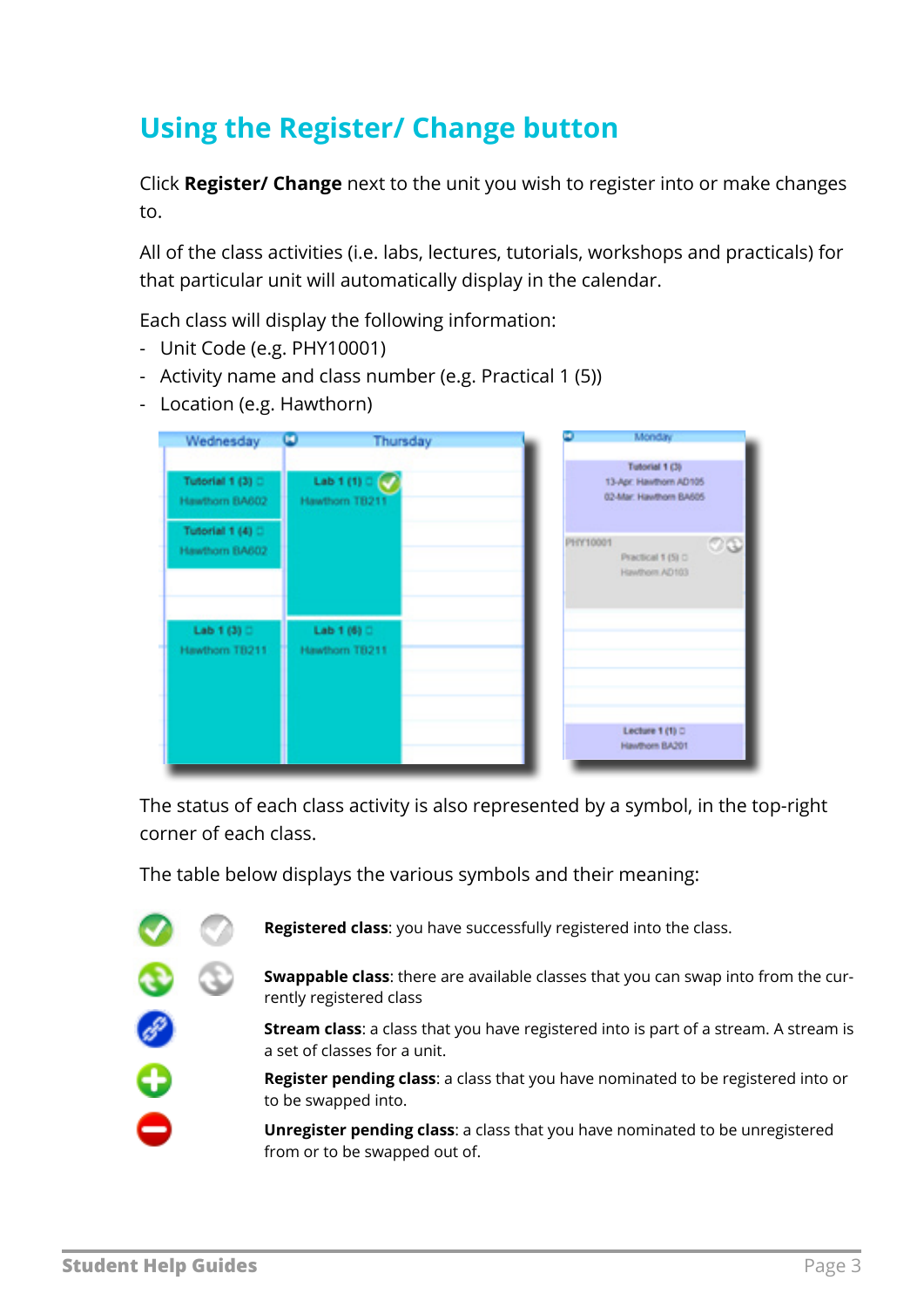# Using the Register/ Change button

Click **Register/ Change** next to the unit you wish to register into or make changes to.

All of the class activities (i.e. labs, lectures, tutorials, workshops and practicals) for that particular unit will automatically display in the calendar.

Each class will display the following information:

- Unit Code (e.g. PHY10001)
- Activity name and class number (e.g. Practical 1 (5))
- Location (e.g. Hawthorn)

The status of each class activity is also represented by a symbol, in the top-right corner of each class.

The table below displays the various symbols and their meaning:

**Registered class**: you have successfully registered into the class.

**Swappable class**: there are available classes that you can swap into from the currently registered class

**Stream class**: a class that you have registered into is part of a stream. A stream is a set of classes for a unit.

**Register pending class**: a class that you have nominated to be registered into or to be swapped into.

**Unregister pending class**: a class that you have nominated to be unregistered from or to be swapped out of.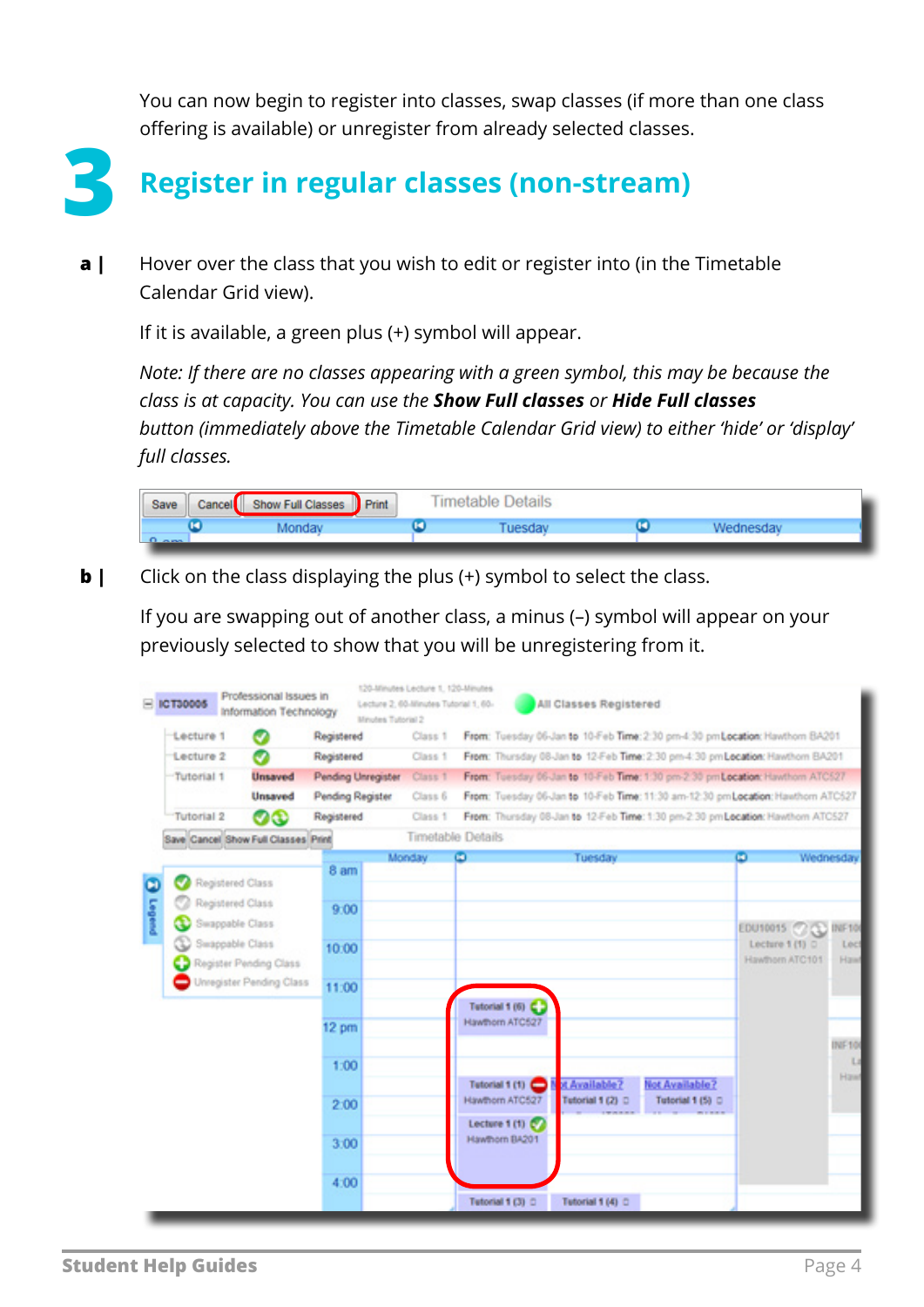You can now begin to register into classes, swap classes (if more than one class offering is available) or unregister from already selected classes.

# 3 Register in regular classes (non-stream)

**a |** Hover over the class that you wish to edit or register into (in the Timetable Calendar Grid view).

If it is available, a green plus (+) symbol will appear.

*Note: If there are no classes appearing with a green symbol, this may be because the class is at capacity. You can use the* ***Show Full classes*** *or* ***Hide Full classes*** *button (immediately above the Timetable Calendar Grid view) to either 'hide' or 'display' full classes.*

**b |** Click on the class displaying the plus (+) symbol to select the class.

If you are swapping out of another class, a minus (–) symbol will appear on your previously selected to show that you will be unregistering from it.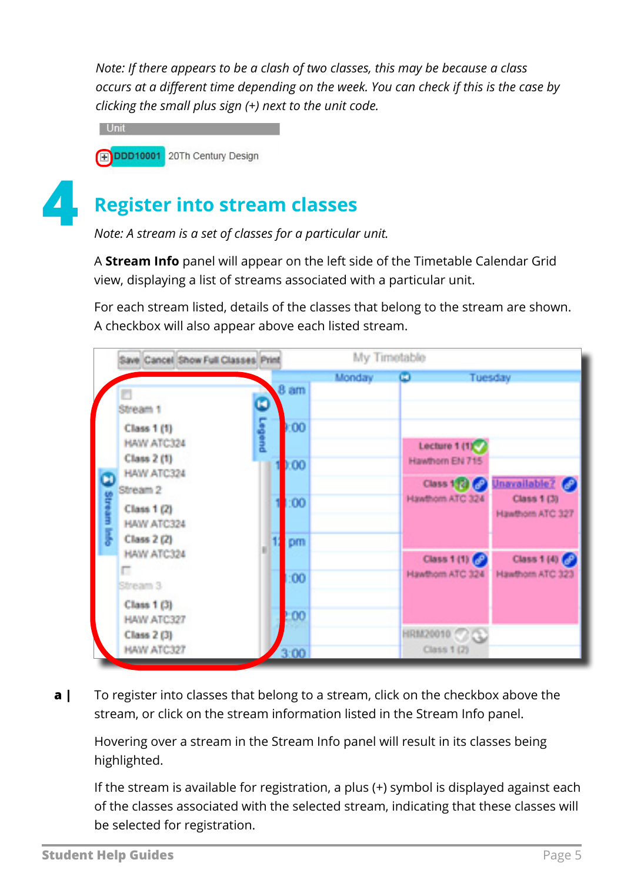*Note: If there appears to be a clash of two classes, this may be because a class occurs at a different time depending on the week. You can check if this is the case by clicking the small plus sign (+) next to the unit code.*

## 4 Register into stream classes

*Note: A stream is a set of classes for a particular unit.*

A **Stream Info** panel will appear on the left side of the Timetable Calendar Grid view, displaying a list of streams associated with a particular unit.

For each stream listed, details of the classes that belong to the stream are shown. A checkbox will also appear above each listed stream.

**a |** To register into classes that belong to a stream, click on the checkbox above the stream, or click on the stream information listed in the Stream Info panel.

Hovering over a stream in the Stream Info panel will result in its classes being highlighted.

If the stream is available for registration, a plus (+) symbol is displayed against each of the classes associated with the selected stream, indicating that these classes will be selected for registration.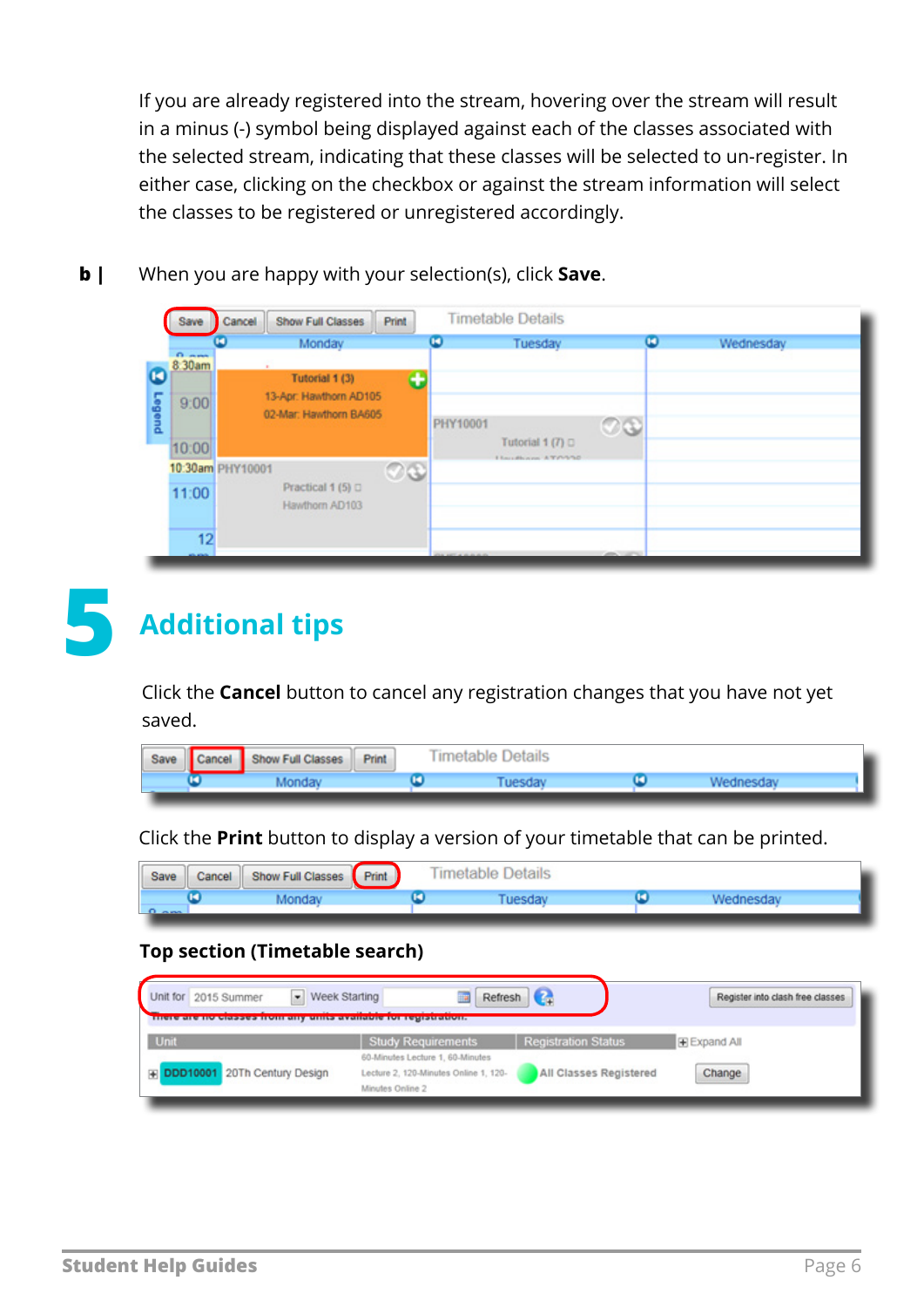If you are already registered into the stream, hovering over the stream will result in a minus (-) symbol being displayed against each of the classes associated with the selected stream, indicating that these classes will be selected to un-register. In either case, clicking on the checkbox or against the stream information will select the classes to be registered or unregistered accordingly.

**b |** When you are happy with your selection(s), click **Save**.

# 5 Additional tips

Click the **Cancel** button to cancel any registration changes that you have not yet saved.

Click the **Print** button to display a version of your timetable that can be printed.

### Top section (Timetable search)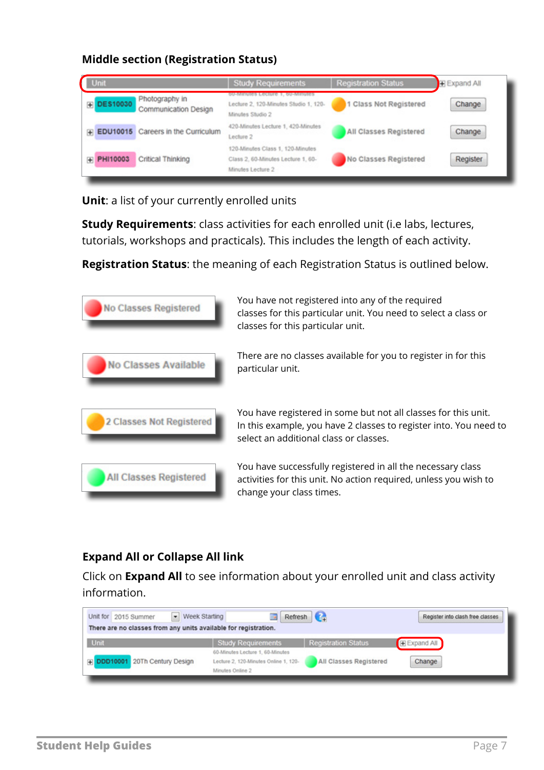### Middle section (Registration Status)

| Unit | | Study Requirements | Registration Status | Expand All |
|---|---|---|---|---|
| DES10030 | Photography in Communication Design | 60-Minutes Lecture 1, 60-Minutes Lecture 2, 120-Minutes Studio 1, 120-Minutes Studio 2 | 1 Class Not Registered | Change |
| EDU10015 | Careers in the Curriculum | 420-Minutes Lecture 1, 420-Minutes Lecture 2 | All Classes Registered | Change |
| PHI10003 | Critical Thinking | 120-Minutes Class 1, 120-Minutes Class 2, 60-Minutes Lecture 1, 60-Minutes Lecture 2 | No Classes Registered | Register |

**Unit**: a list of your currently enrolled units

**Study Requirements**: class activities for each enrolled unit (i.e labs, lectures, tutorials, workshops and practicals). This includes the length of each activity.

**Registration Status**: the meaning of each Registration Status is outlined below.

| Status | Meaning |
|---|---|
| No Classes Registered | You have not registered into any of the required classes for this particular unit. You need to select a class or classes for this particular unit. |
| No Classes Available | There are no classes available for you to register in for this particular unit. |
| 2 Classes Not Registered | You have registered in some but not all classes for this unit. In this example, you have 2 classes to register into. You need to select an additional class or classes. |
| All Classes Registered | You have successfully registered in all the necessary class activities for this unit. No action required, unless you wish to change your class times. |

### Expand All or Collapse All link

Click on **Expand All** to see information about your enrolled unit and class activity information.

Unit for 2015 Summer | Week Starting | Refresh | Register into clash free classes

There are no classes from any units available for registration.

| Unit | | Study Requirements | Registration Status | Expand All |
|---|---|---|---|---|
| DDD10001 | 20Th Century Design | 60-Minutes Lecture 1, 60-Minutes Lecture 2, 120-Minutes Online 1, 120-Minutes Online 2 | All Classes Registered | Change |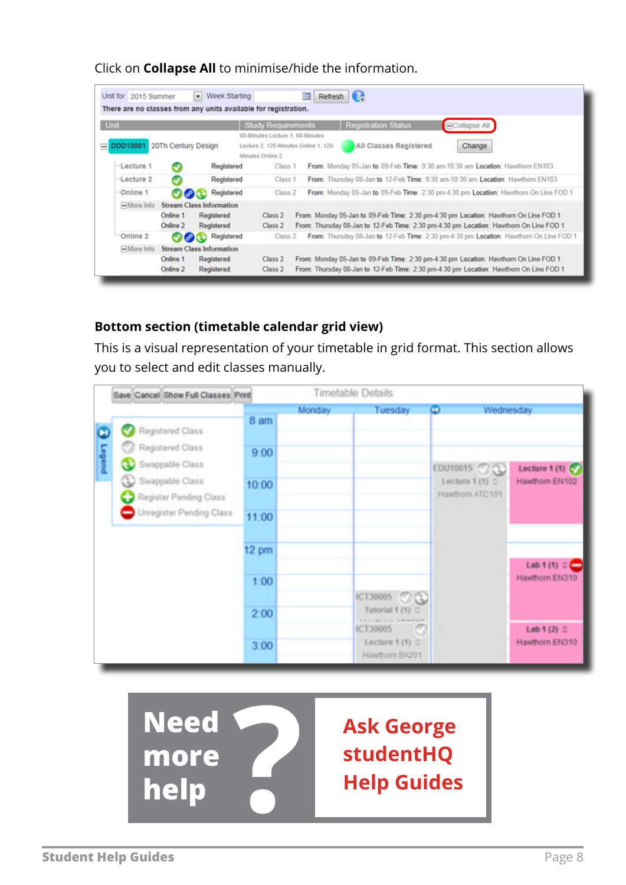Click on **Collapse All** to minimise/hide the information.

Unit for 2015 Summer Week Starting Refresh

There are no classes from any units available for registration.

| Unit | Study Requirements | Registration Status | Collapse All |
|---|---|---|---|
| DDD10001 20Th Century Design | 60-Minutes Lecture 1, 60-Minutes Lecture 2, 120-Minutes Online 1, 120-Minutes Online 2 | All Classes Registered | Change |

| | | | |
|---|---|---|---|
| Lecture 1 | Registered | Class 1 | From: Monday 05-Jan to 09-Feb Time: 9:30 am-10:30 am Location: Hawthorn EN103 |
| Lecture 2 | Registered | Class 1 | From: Thursday 08-Jan to 12-Feb Time: 9:30 am-10:30 am Location: Hawthorn EN103 |
| Online 1 | Registered | Class 2 | From: Monday 05-Jan to 09-Feb Time: 2:30 pm-4:30 pm Location: Hawthorn On Line FOD 1 |
| More Info | Stream Class Information | | |
| Online 1 | Registered | Class 2 | From: Monday 05-Jan to 09-Feb Time: 2:30 pm-4:30 pm Location: Hawthorn On Line FOD 1 |
| Online 2 | Registered | Class 2 | From: Thursday 08-Jan to 12-Feb Time: 2:30 pm-4:30 pm Location: Hawthorn On Line FOD 1 |
| Online 2 | Registered | Class 2 | From: Thursday 08-Jan to 12-Feb Time: 2:30 pm-4:30 pm Location: Hawthorn On Line FOD 1 |
| More Info | Stream Class Information | | |
| Online 1 | Registered | Class 2 | From: Monday 05-Jan to 09-Feb Time: 2:30 pm-4:30 pm Location: Hawthorn On Line FOD 1 |
| Online 2 | Registered | Class 2 | From: Thursday 08-Jan to 12-Feb Time: 2:30 pm-4:30 pm Location: Hawthorn On Line FOD 1 |

### Bottom section (timetable calendar grid view)

This is a visual representation of your timetable in grid format. This section allows you to select and edit classes manually.

Save Cancel Show Full Classes Print

Timetable Details

Legend: Registered Class, Registered Class, Swappable Class, Swappable Class, Register Pending Class, Unregister Pending Class

8 am, 9:00, 10:00, 11:00, 12 pm, 1:00, 2:00, 3:00

Monday, Tuesday, Wednesday

EDU10015 Lecture 1 (1) Hawthorn ATC101

Lecture 1 (1) Hawthorn EN102

Lab 1 (1) Hawthorn EN310

ICT30005 Tutorial 1 (1)

ICT30005 Lecture 1 (1) Hawthorn BA201

Lab 1 (2) Hawthorn EN310

**Need more help ?**

**Ask George studentHQ Help Guides**